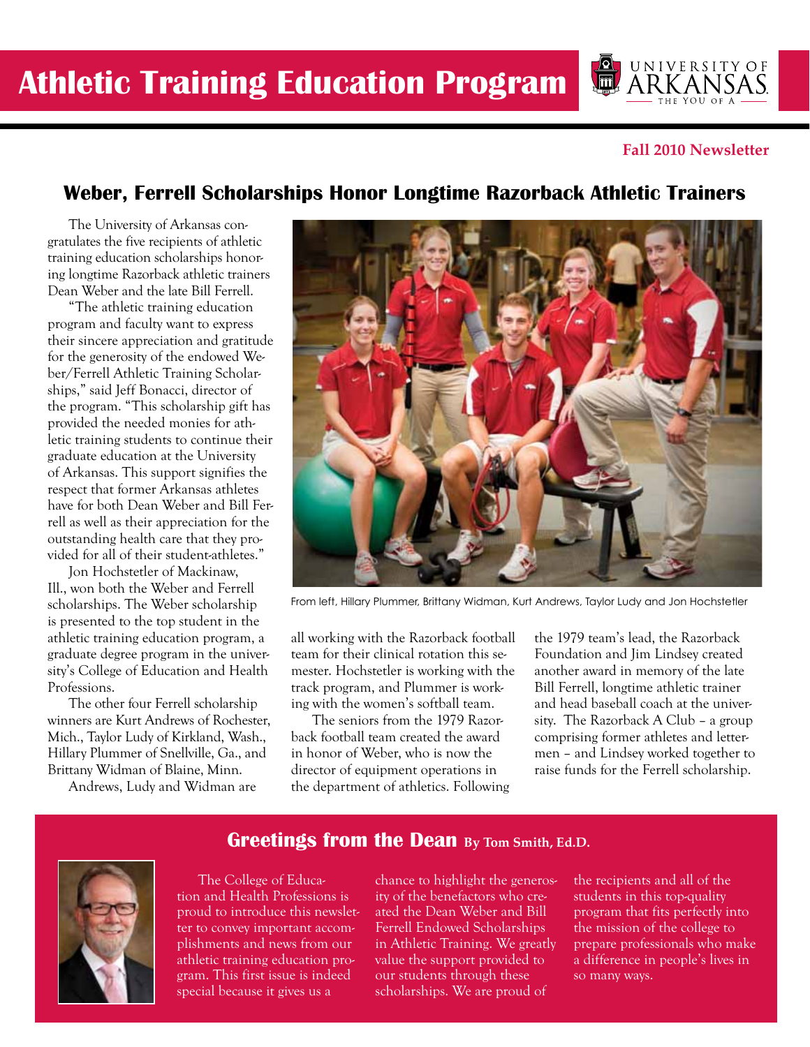# Athletic Training Education Program

**Fall 2010 Newsletter**

## Weber, Ferrell Scholarships Honor Longtime Razorback Athletic Trainers

The University of Arkansas congratulates the five recipients of athletic training education scholarships honoring longtime Razorback athletic trainers Dean Weber and the late Bill Ferrell.

"The athletic training education program and faculty want to express their sincere appreciation and gratitude for the generosity of the endowed Weber/Ferrell Athletic Training Scholarships," said Jeff Bonacci, director of the program. "This scholarship gift has provided the needed monies for athletic training students to continue their graduate education at the University of Arkansas. This support signifies the respect that former Arkansas athletes have for both Dean Weber and Bill Ferrell as well as their appreciation for the outstanding health care that they provided for all of their student-athletes."

Jon Hochstetler of Mackinaw, Ill., won both the Weber and Ferrell scholarships. The Weber scholarship is presented to the top student in the athletic training education program, a graduate degree program in the university's College of Education and Health Professions.

The other four Ferrell scholarship winners are Kurt Andrews of Rochester, Mich., Taylor Ludy of Kirkland, Wash., Hillary Plummer of Snellville, Ga., and Brittany Widman of Blaine, Minn.

Andrews, Ludy and Widman are all working with the Razorback football team for their clinical rotation this semester. Hochstetler is working with the track program, and Plummer is working with the women's softball team.

The seniors from the 1979 Razorback football team created the award in honor of Weber, who is now the director of equipment operations in the department of athletics. Following the 1979 team's lead, the Razorback Foundation and Jim Lindsey created another award in memory of the late Bill Ferrell, longtime athletic trainer and head baseball coach at the university. The Razorback A Club – a group comprising former athletes and lettermen – and Lindsey worked together to raise funds for the Ferrell scholarship.

From left, Hillary Plummer, Brittany Widman, Kurt Andrews, Taylor Ludy and Jon Hochstetler

## Greetings from the Dean By Tom Smith, Ed.D.

The College of Education and Health Professions is proud to introduce this newsletter to convey important accomplishments and news from our athletic training education program. This first issue is indeed special because it gives us a chance to highlight the generosity of the benefactors who created the Dean Weber and Bill Ferrell Endowed Scholarships in Athletic Training. We greatly value the support provided to our students through these scholarships. We are proud of the recipients and all of the students in this top-quality program that fits perfectly into the mission of the college to prepare professionals who make a difference in people's lives in so many ways.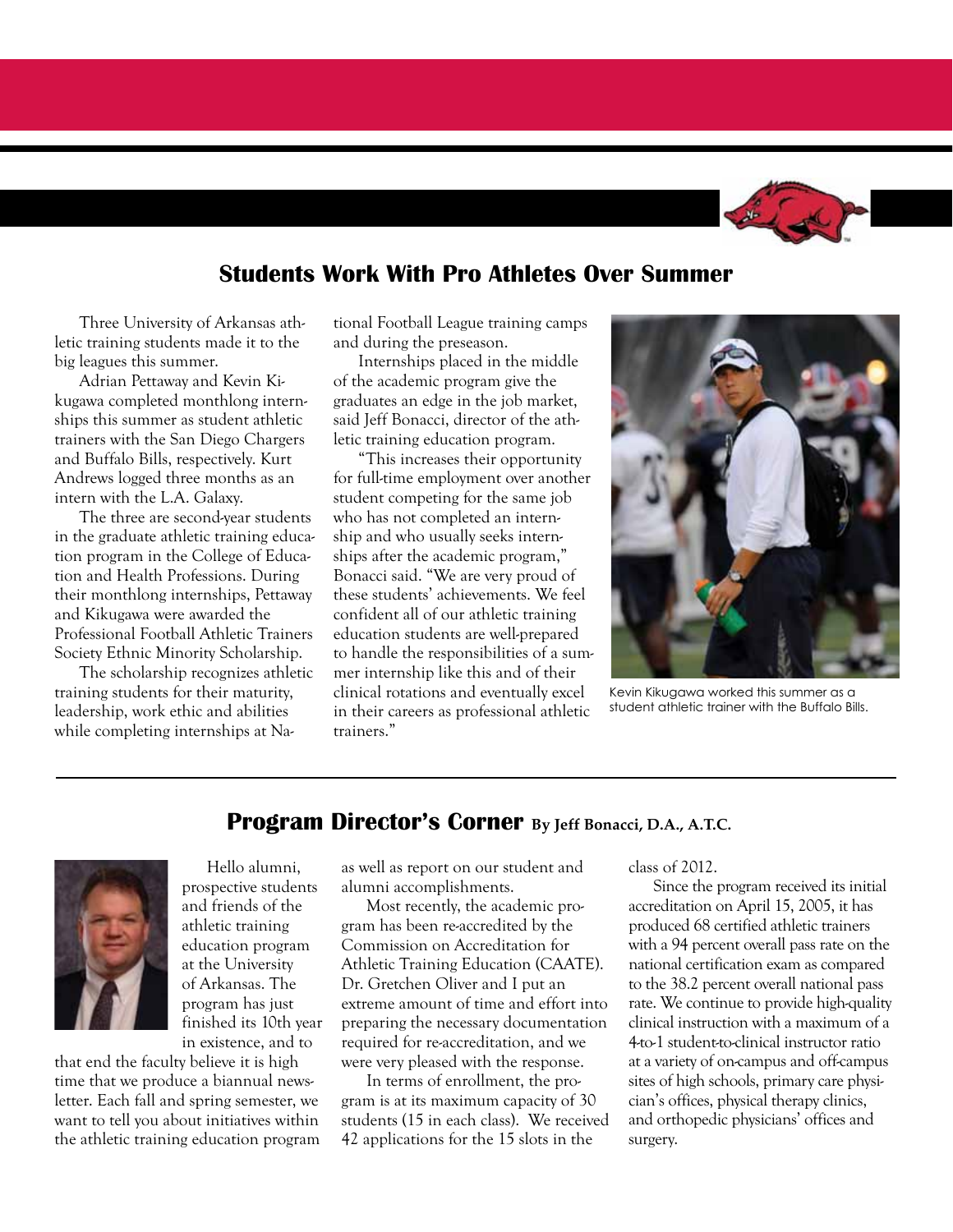## Students Work With Pro Athletes Over Summer

Three University of Arkansas athletic training students made it to the big leagues this summer.

Adrian Pettaway and Kevin Kikugawa completed monthlong internships this summer as student athletic trainers with the San Diego Chargers and Buffalo Bills, respectively. Kurt Andrews logged three months as an intern with the L.A. Galaxy.

The three are second-year students in the graduate athletic training education program in the College of Education and Health Professions. During their monthlong internships, Pettaway and Kikugawa were awarded the Professional Football Athletic Trainers Society Ethnic Minority Scholarship.

The scholarship recognizes athletic training students for their maturity, leadership, work ethic and abilities while completing internships at National Football League training camps and during the preseason.

Internships placed in the middle of the academic program give the graduates an edge in the job market, said Jeff Bonacci, director of the athletic training education program.

"This increases their opportunity for full-time employment over another student competing for the same job who has not completed an internship and who usually seeks internships after the academic program," Bonacci said. "We are very proud of these students' achievements. We feel confident all of our athletic training education students are well-prepared to handle the responsibilities of a summer internship like this and of their clinical rotations and eventually excel in their careers as professional athletic trainers."

Kevin Kikugawa worked this summer as a student athletic trainer with the Buffalo Bills.

## Program Director's Corner By Jeff Bonacci, D.A., A.T.C.

Hello alumni, prospective students and friends of the athletic training education program at the University of Arkansas. The program has just finished its 10th year in existence, and to that end the faculty believe it is high time that we produce a biannual newsletter. Each fall and spring semester, we want to tell you about initiatives within the athletic training education program as well as report on our student and alumni accomplishments.

Most recently, the academic program has been re-accredited by the Commission on Accreditation for Athletic Training Education (CAATE). Dr. Gretchen Oliver and I put an extreme amount of time and effort into preparing the necessary documentation required for re-accreditation, and we were very pleased with the response.

In terms of enrollment, the program is at its maximum capacity of 30 students (15 in each class). We received 42 applications for the 15 slots in the class of 2012.

Since the program received its initial accreditation on April 15, 2005, it has produced 68 certified athletic trainers with a 94 percent overall pass rate on the national certification exam as compared to the 38.2 percent overall national pass rate. We continue to provide high-quality clinical instruction with a maximum of a 4-to-1 student-to-clinical instructor ratio at a variety of on-campus and off-campus sites of high schools, primary care physician's offices, physical therapy clinics, and orthopedic physicians' offices and surgery.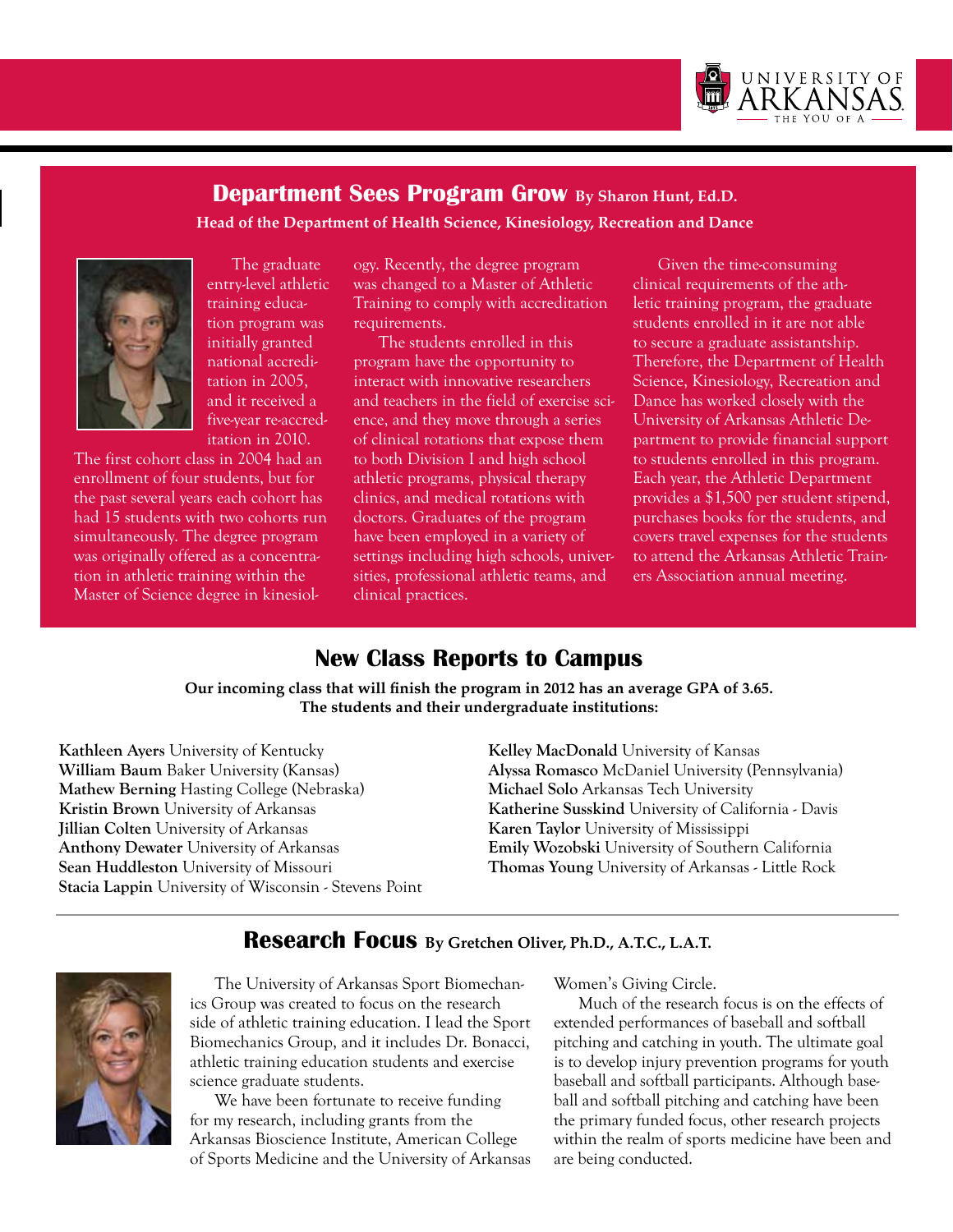## Department Sees Program Grow By Sharon Hunt, Ed.D.

**Head of the Department of Health Science, Kinesiology, Recreation and Dance**

The graduate entry-level athletic training education program was initially granted national accreditation in 2005, and it received a five-year re-accreditation in 2010. The first cohort class in 2004 had an enrollment of four students, but for the past several years each cohort has had 15 students with two cohorts run simultaneously. The degree program was originally offered as a concentration in athletic training within the Master of Science degree in kinesiology. Recently, the degree program was changed to a Master of Athletic Training to comply with accreditation requirements.

The students enrolled in this program have the opportunity to interact with innovative researchers and teachers in the field of exercise science, and they move through a series of clinical rotations that expose them to both Division I and high school athletic programs, physical therapy clinics, and medical rotations with doctors. Graduates of the program have been employed in a variety of settings including high schools, universities, professional athletic teams, and clinical practices.

Given the time-consuming clinical requirements of the athletic training program, the graduate students enrolled in it are not able to secure a graduate assistantship. Therefore, the Department of Health Science, Kinesiology, Recreation and Dance has worked closely with the University of Arkansas Athletic Department to provide financial support to students enrolled in this program. Each year, the Athletic Department provides a $1,500 per student stipend, purchases books for the students, and covers travel expenses for the students to attend the Arkansas Athletic Trainers Association annual meeting.

## New Class Reports to Campus

**Our incoming class that will finish the program in 2012 has an average GPA of 3.65. The students and their undergraduate institutions:**

**Kathleen Ayers** University of Kentucky
**William Baum** Baker University (Kansas)
**Mathew Berning** Hasting College (Nebraska)
**Kristin Brown** University of Arkansas
**Jillian Colten** University of Arkansas
**Anthony Dewater** University of Arkansas
**Sean Huddleston** University of Missouri
**Stacia Lappin** University of Wisconsin - Stevens Point
**Kelley MacDonald** University of Kansas
**Alyssa Romasco** McDaniel University (Pennsylvania)
**Michael Solo** Arkansas Tech University
**Katherine Susskind** University of California - Davis
**Karen Taylor** University of Mississippi
**Emily Wozobski** University of Southern California
**Thomas Young** University of Arkansas - Little Rock

## Research Focus By Gretchen Oliver, Ph.D., A.T.C., L.A.T.

The University of Arkansas Sport Biomechanics Group was created to focus on the research side of athletic training education. I lead the Sport Biomechanics Group, and it includes Dr. Bonacci, athletic training education students and exercise science graduate students.

We have been fortunate to receive funding for my research, including grants from the Arkansas Bioscience Institute, American College of Sports Medicine and the University of Arkansas Women's Giving Circle.

Much of the research focus is on the effects of extended performances of baseball and softball pitching and catching in youth. The ultimate goal is to develop injury prevention programs for youth baseball and softball participants. Although baseball and softball pitching and catching have been the primary funded focus, other research projects within the realm of sports medicine have been and are being conducted.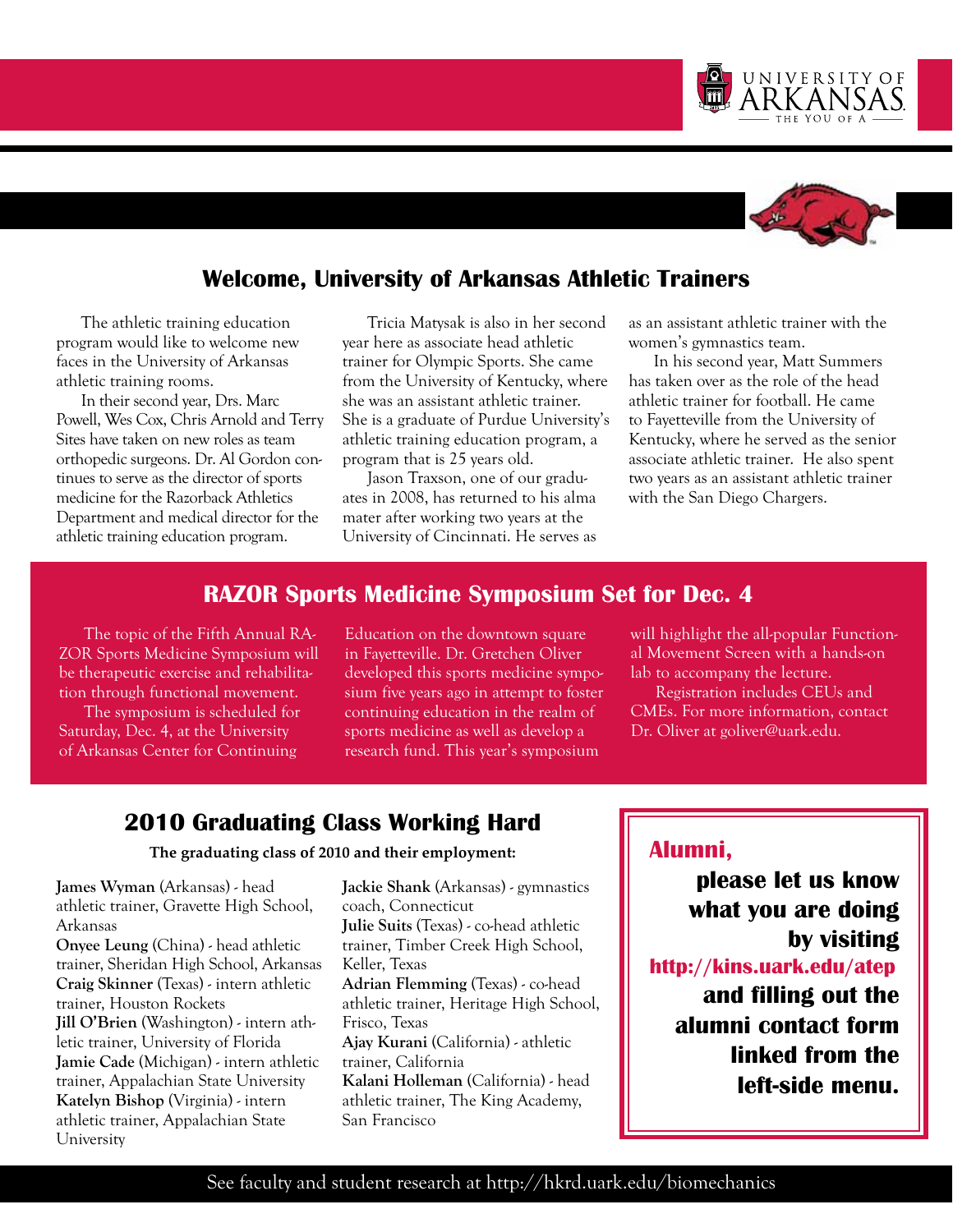## Welcome, University of Arkansas Athletic Trainers

The athletic training education program would like to welcome new faces in the University of Arkansas athletic training rooms.

In their second year, Drs. Marc Powell, Wes Cox, Chris Arnold and Terry Sites have taken on new roles as team orthopedic surgeons. Dr. Al Gordon continues to serve as the director of sports medicine for the Razorback Athletics Department and medical director for the athletic training education program.

Tricia Matysak is also in her second year here as associate head athletic trainer for Olympic Sports. She came from the University of Kentucky, where she was an assistant athletic trainer. She is a graduate of Purdue University's athletic training education program, a program that is 25 years old.

Jason Traxson, one of our graduates in 2008, has returned to his alma mater after working two years at the University of Cincinnati. He serves as as an assistant athletic trainer with the women's gymnastics team.

In his second year, Matt Summers has taken over as the role of the head athletic trainer for football. He came to Fayetteville from the University of Kentucky, where he served as the senior associate athletic trainer. He also spent two years as an assistant athletic trainer with the San Diego Chargers.

## RAZOR Sports Medicine Symposium Set for Dec. 4

The topic of the Fifth Annual RAZOR Sports Medicine Symposium will be therapeutic exercise and rehabilitation through functional movement.

The symposium is scheduled for Saturday, Dec. 4, at the University of Arkansas Center for Continuing Education on the downtown square in Fayetteville. Dr. Gretchen Oliver developed this sports medicine symposium five years ago in attempt to foster continuing education in the realm of sports medicine as well as develop a research fund. This year's symposium will highlight the all-popular Functional Movement Screen with a hands-on lab to accompany the lecture.

Registration includes CEUs and CMEs. For more information, contact Dr. Oliver at goliver@uark.edu.

## 2010 Graduating Class Working Hard

**The graduating class of 2010 and their employment:**

**James Wyman** (Arkansas) - head athletic trainer, Gravette High School, Arkansas
**Onyee Leung** (China) - head athletic trainer, Sheridan High School, Arkansas
**Craig Skinner** (Texas) - intern athletic trainer, Houston Rockets
**Jill O'Brien** (Washington) - intern athletic trainer, University of Florida
**Jamie Cade** (Michigan) - intern athletic trainer, Appalachian State University
**Katelyn Bishop** (Virginia) - intern athletic trainer, Appalachian State University
**Jackie Shank** (Arkansas) - gymnastics coach, Connecticut
**Julie Suits** (Texas) - co-head athletic trainer, Timber Creek High School, Keller, Texas
**Adrian Flemming** (Texas) - co-head athletic trainer, Heritage High School, Frisco, Texas
**Ajay Kurani** (California) - athletic trainer, California
**Kalani Holleman** (California) - head athletic trainer, The King Academy, San Francisco

**Alumni,**

**please let us know what you are doing by visiting http://kins.uark.edu/atep and filling out the alumni contact form linked from the left-side menu.**

See faculty and student research at http://hkrd.uark.edu/biomechanics